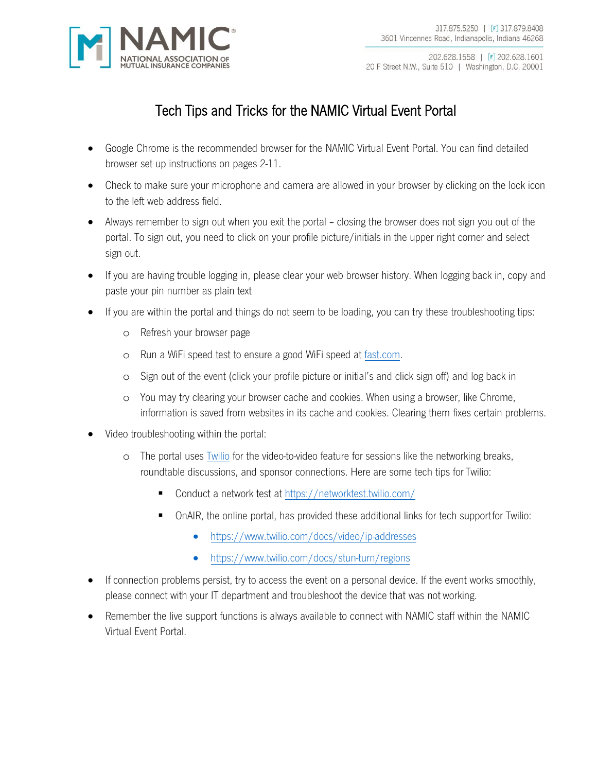NAMIC®
NATIONAL ASSOCIATION OF MUTUAL INSURANCE COMPANIES

317.875.5250 | [F] 317.879.8408
3601 Vincennes Road, Indianapolis, Indiana 46268

202.628.1558 | [F] 202.628.1601
20 F Street N.W., Suite 510 | Washington, D.C. 20001

# Tech Tips and Tricks for the NAMIC Virtual Event Portal

- Google Chrome is the recommended browser for the NAMIC Virtual Event Portal. You can find detailed browser set up instructions on pages 2-11.
- Check to make sure your microphone and camera are allowed in your browser by clicking on the lock icon to the left web address field.
- Always remember to sign out when you exit the portal – closing the browser does not sign you out of the portal. To sign out, you need to click on your profile picture/initials in the upper right corner and select sign out.
- If you are having trouble logging in, please clear your web browser history. When logging back in, copy and paste your pin number as plain text
- If you are within the portal and things do not seem to be loading, you can try these troubleshooting tips:
  - Refresh your browser page
  - Run a WiFi speed test to ensure a good WiFi speed at [fast.com](fast.com).
  - Sign out of the event (click your profile picture or initial's and click sign off) and log back in
  - You may try clearing your browser cache and cookies. When using a browser, like Chrome, information is saved from websites in its cache and cookies. Clearing them fixes certain problems.
- Video troubleshooting within the portal:
  - The portal uses Twilio for the video-to-video feature for sessions like the networking breaks, roundtable discussions, and sponsor connections. Here are some tech tips for Twilio:
    - Conduct a network test at https://networktest.twilio.com/
    - OnAIR, the online portal, has provided these additional links for tech support for Twilio:
      - https://www.twilio.com/docs/video/ip-addresses
      - https://www.twilio.com/docs/stun-turn/regions
- If connection problems persist, try to access the event on a personal device. If the event works smoothly, please connect with your IT department and troubleshoot the device that was not working.
- Remember the live support functions is always available to connect with NAMIC staff within the NAMIC Virtual Event Portal.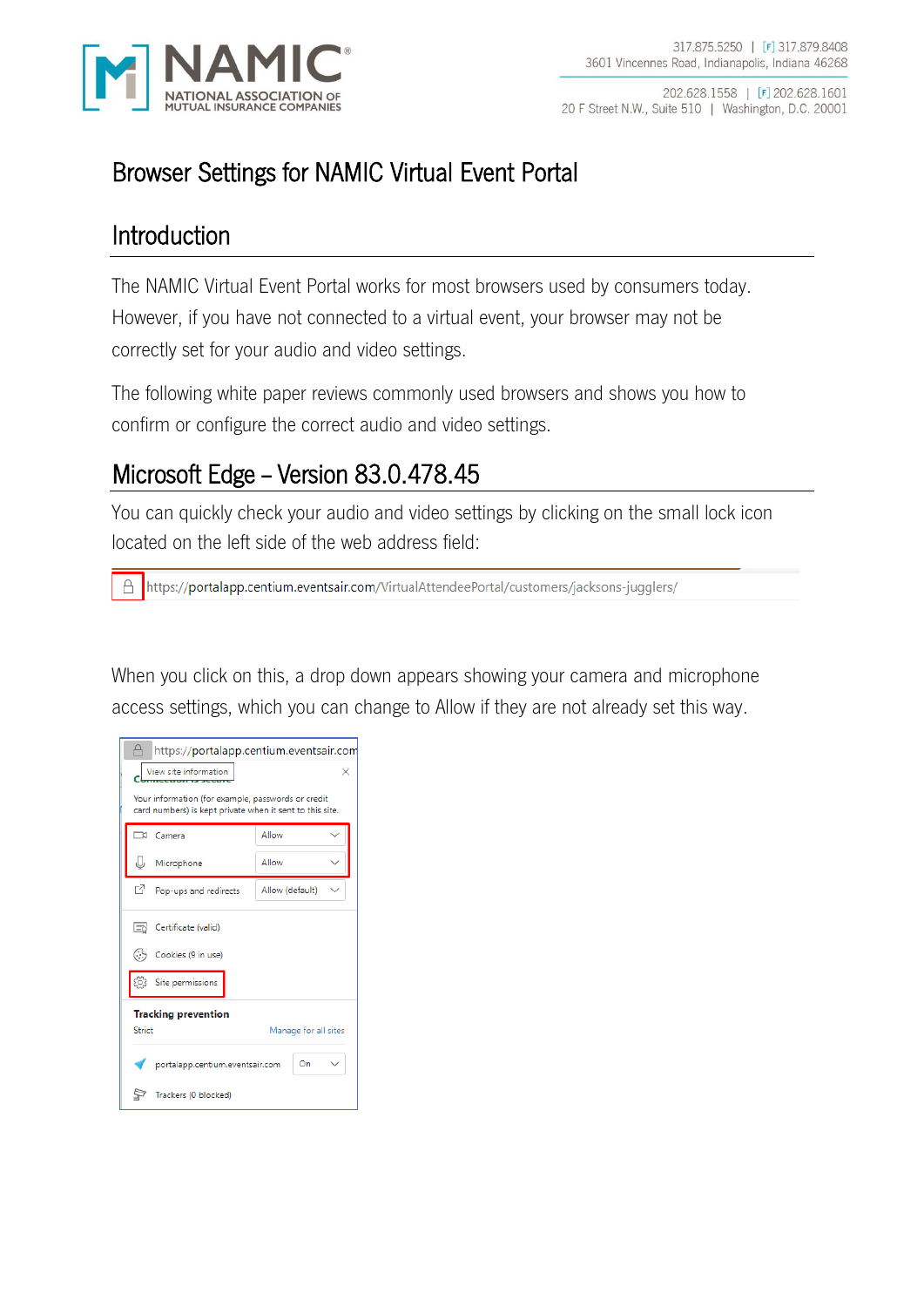# Browser Settings for NAMIC Virtual Event Portal

## Introduction

The NAMIC Virtual Event Portal works for most browsers used by consumers today. However, if you have not connected to a virtual event, your browser may not be correctly set for your audio and video settings.

The following white paper reviews commonly used browsers and shows you how to confirm or configure the correct audio and video settings.

## Microsoft Edge – Version 83.0.478.45

You can quickly check your audio and video settings by clicking on the small lock icon located on the left side of the web address field:

When you click on this, a drop down appears showing your camera and microphone access settings, which you can change to Allow if they are not already set this way.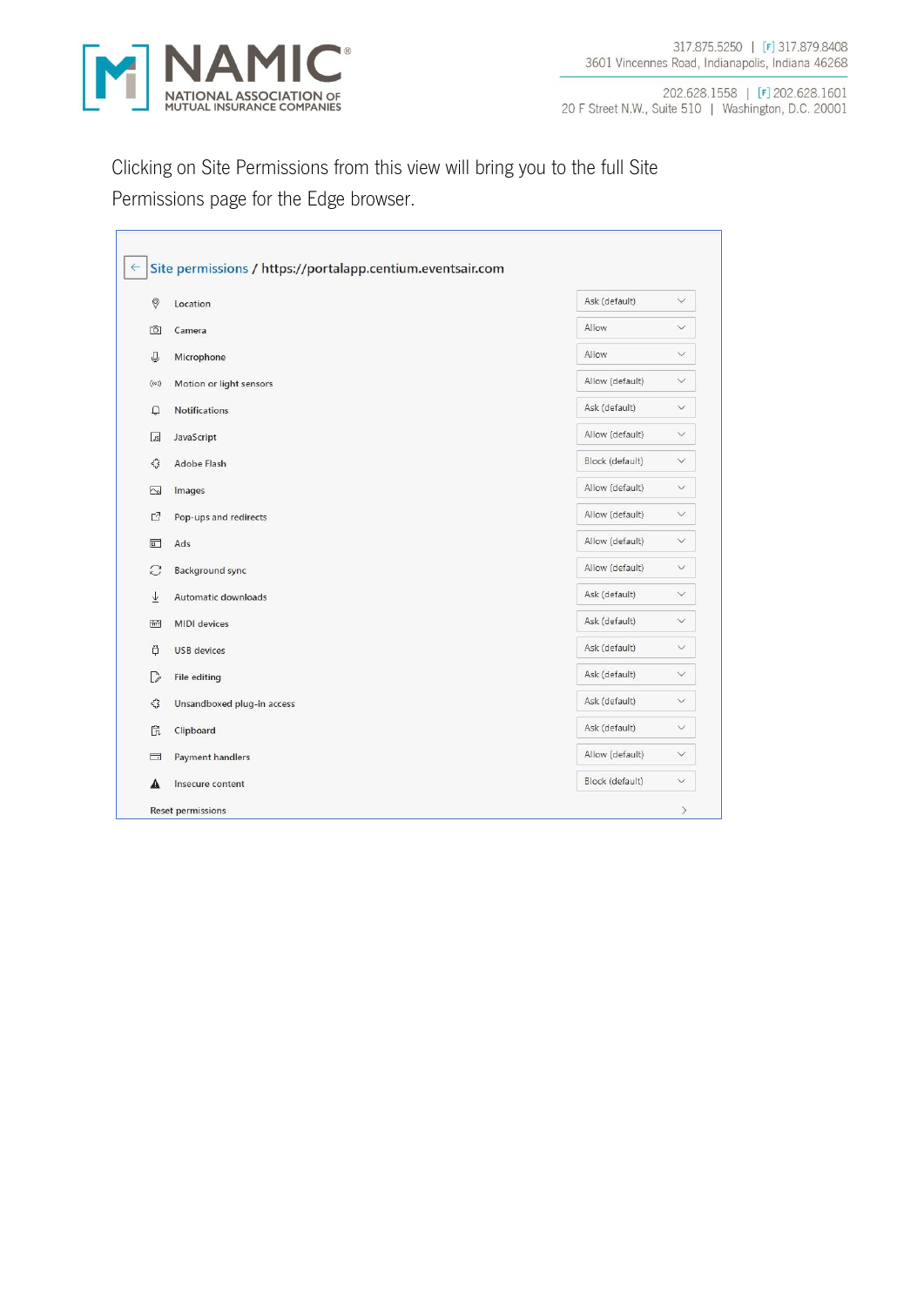Clicking on Site Permissions from this view will bring you to the full Site Permissions page for the Edge browser.

Site permissions / https://portalapp.centium.eventsair.com

| | |
|---|---|
| Location | Ask (default) |
| Camera | Allow |
| Microphone | Allow |
| Motion or light sensors | Allow (default) |
| Notifications | Ask (default) |
| JavaScript | Allow (default) |
| Adobe Flash | Block (default) |
| Images | Allow (default) |
| Pop-ups and redirects | Allow (default) |
| Ads | Allow (default) |
| Background sync | Allow (default) |
| Automatic downloads | Ask (default) |
| MIDI devices | Ask (default) |
| USB devices | Ask (default) |
| File editing | Ask (default) |
| Unsandboxed plug-in access | Ask (default) |
| Clipboard | Ask (default) |
| Payment handlers | Allow (default) |
| Insecure content | Block (default) |

Reset permissions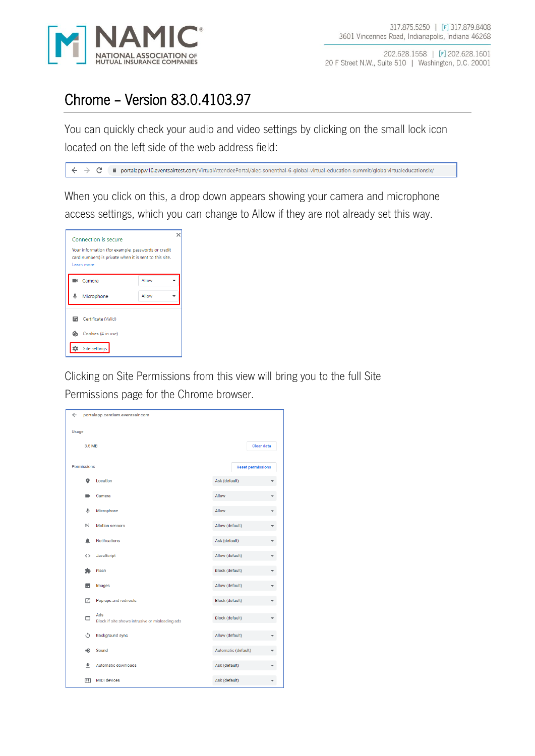## Chrome – Version 83.0.4103.97

You can quickly check your audio and video settings by clicking on the small lock icon located on the left side of the web address field:

When you click on this, a drop down appears showing your camera and microphone access settings, which you can change to Allow if they are not already set this way.

Clicking on Site Permissions from this view will bring you to the full Site Permissions page for the Chrome browser.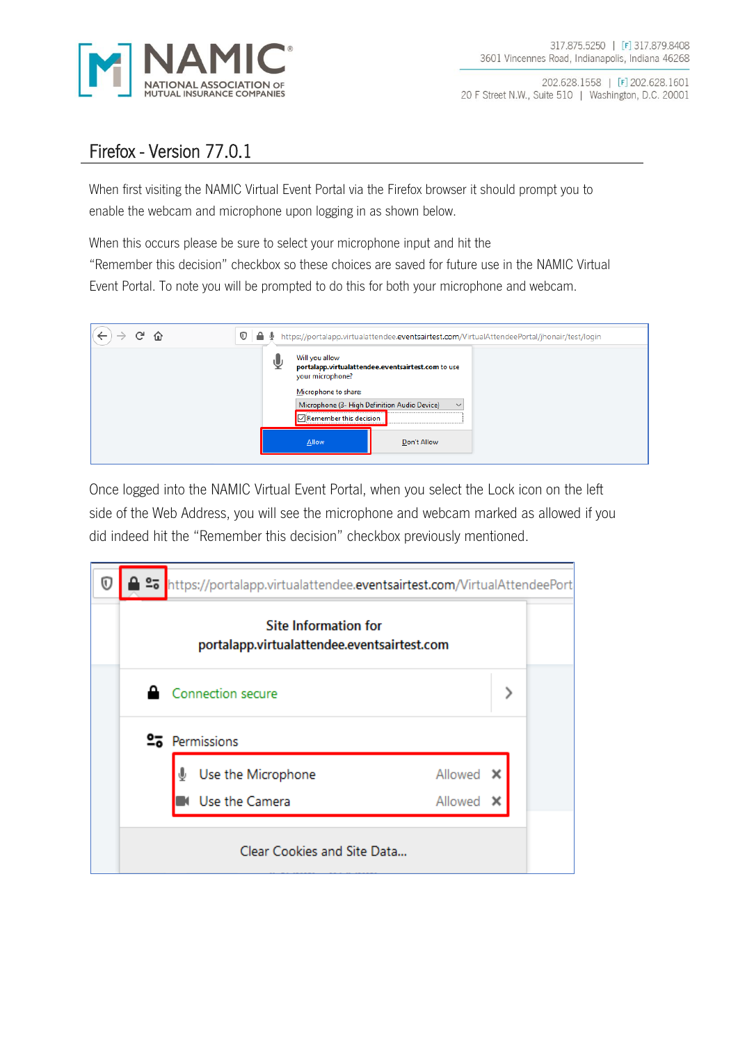## Firefox - Version 77.0.1

When first visiting the NAMIC Virtual Event Portal via the Firefox browser it should prompt you to enable the webcam and microphone upon logging in as shown below.

When this occurs please be sure to select your microphone input and hit the "Remember this decision" checkbox so these choices are saved for future use in the NAMIC Virtual Event Portal. To note you will be prompted to do this for both your microphone and webcam.

Once logged into the NAMIC Virtual Event Portal, when you select the Lock icon on the left side of the Web Address, you will see the microphone and webcam marked as allowed if you did indeed hit the "Remember this decision" checkbox previously mentioned.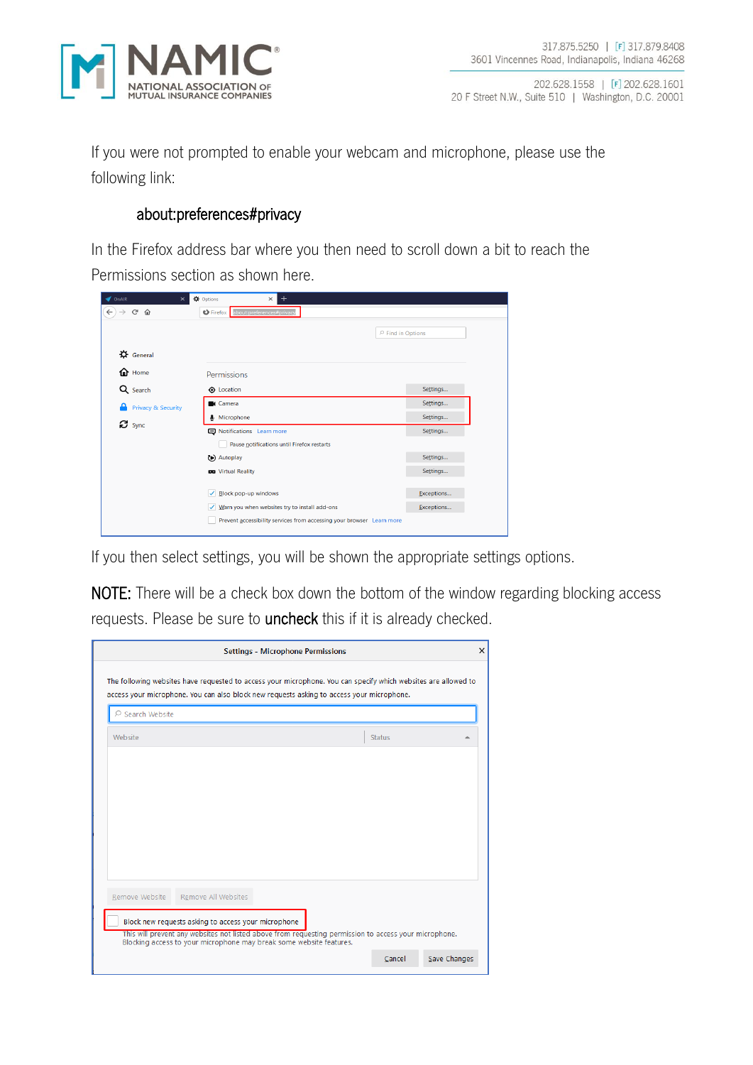If you were not prompted to enable your webcam and microphone, please use the following link:

about:preferences#privacy

In the Firefox address bar where you then need to scroll down a bit to reach the Permissions section as shown here.

If you then select settings, you will be shown the appropriate settings options.

**NOTE:** There will be a check box down the bottom of the window regarding blocking access requests. Please be sure to **uncheck** this if it is already checked.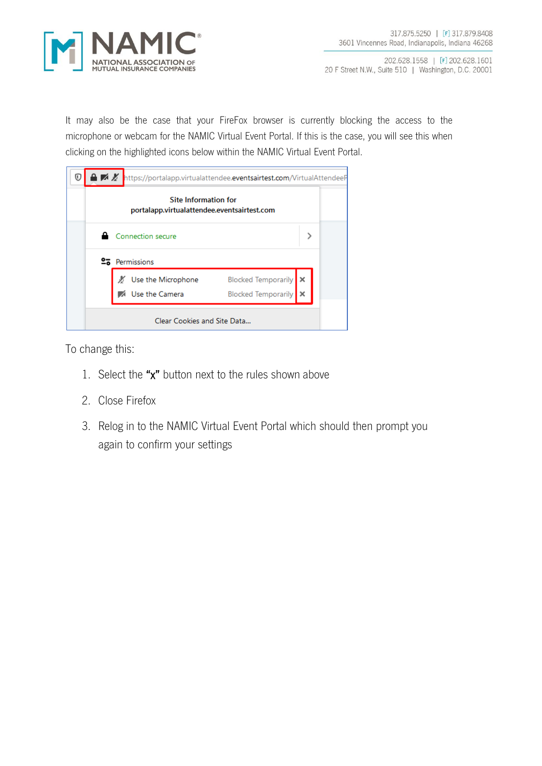It may also be the case that your FireFox browser is currently blocking the access to the microphone or webcam for the NAMIC Virtual Event Portal. If this is the case, you will see this when clicking on the highlighted icons below within the NAMIC Virtual Event Portal.

To change this:

1. Select the "x" button next to the rules shown above
2. Close Firefox
3. Relog in to the NAMIC Virtual Event Portal which should then prompt you again to confirm your settings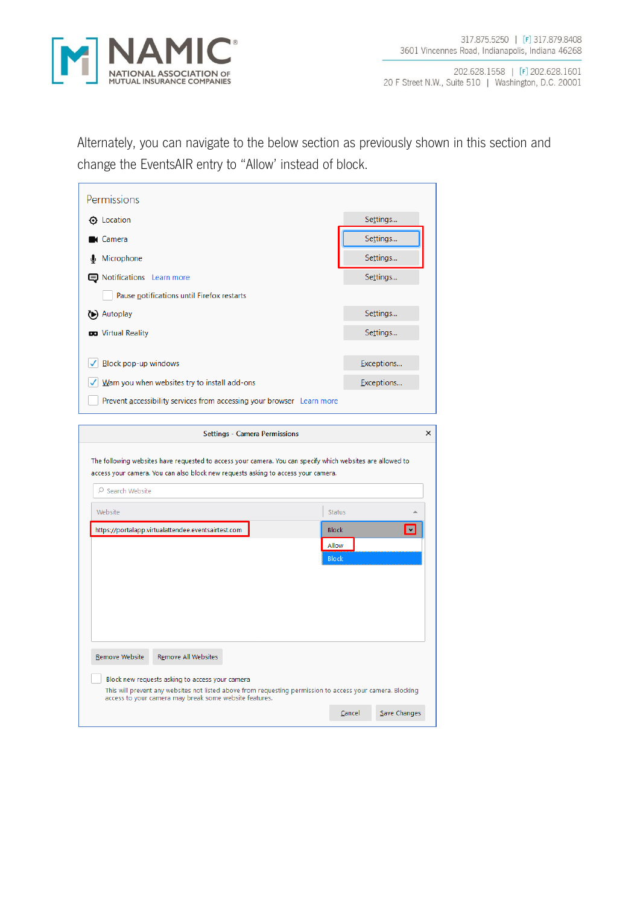Alternately, you can navigate to the below section as previously shown in this section and change the EventsAIR entry to "Allow' instead of block.

Permissions

Location — Settings...

Camera — Settings...

Microphone — Settings...

Notifications Learn more — Settings...

Pause notifications until Firefox restarts

Autoplay — Settings...

Virtual Reality — Settings...

Block pop-up windows — Exceptions...

Warn you when websites try to install add-ons — Exceptions...

Prevent accessibility services from accessing your browser Learn more

Settings - Camera Permissions

The following websites have requested to access your camera. You can specify which websites are allowed to access your camera. You can also block new requests asking to access your camera.

Search Website

| Website | Status |
|---|---|
| https://portalapp.virtualattendee.eventsairtest.com | Block |

Allow

Block

Remove Website    Remove All Websites

Block new requests asking to access your camera

This will prevent any websites not listed above from requesting permission to access your camera. Blocking access to your camera may break some website features.

Cancel    Save Changes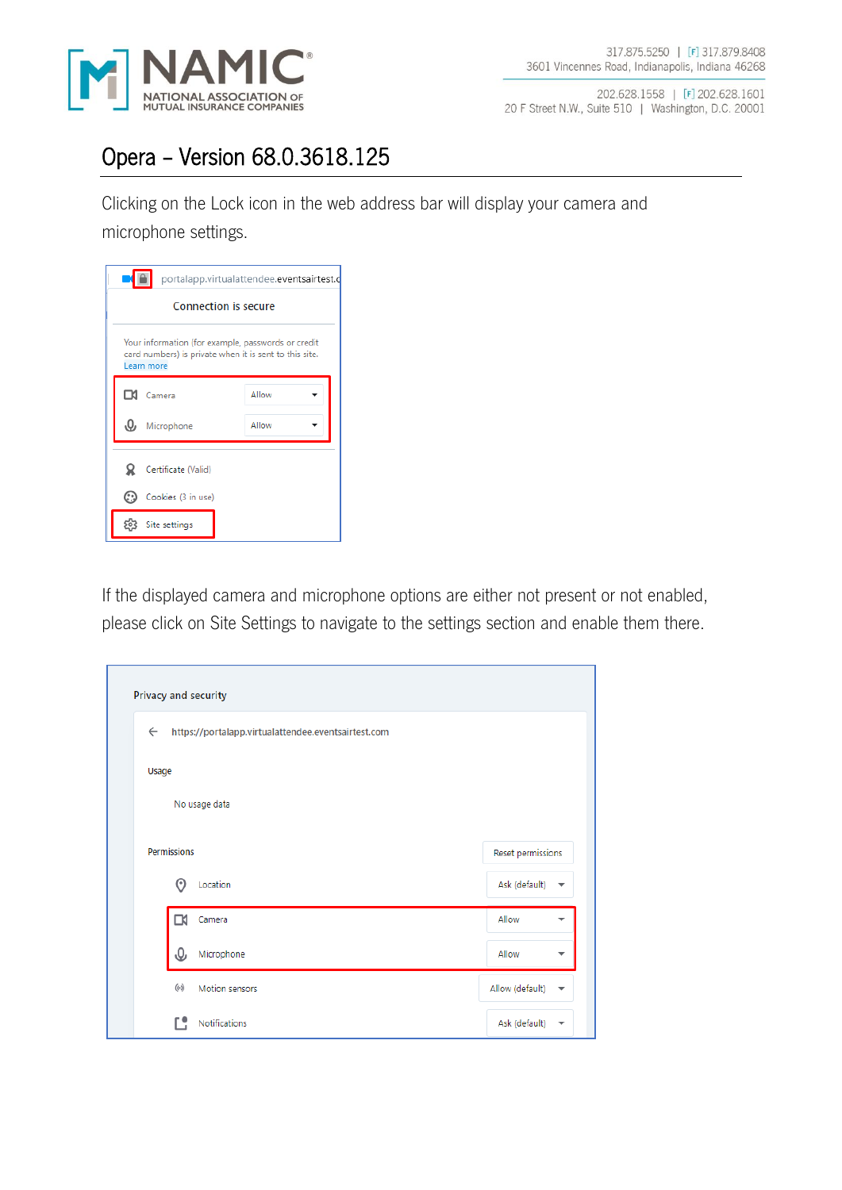# Opera – Version 68.0.3618.125

Clicking on the Lock icon in the web address bar will display your camera and microphone settings.

If the displayed camera and microphone options are either not present or not enabled, please click on Site Settings to navigate to the settings section and enable them there.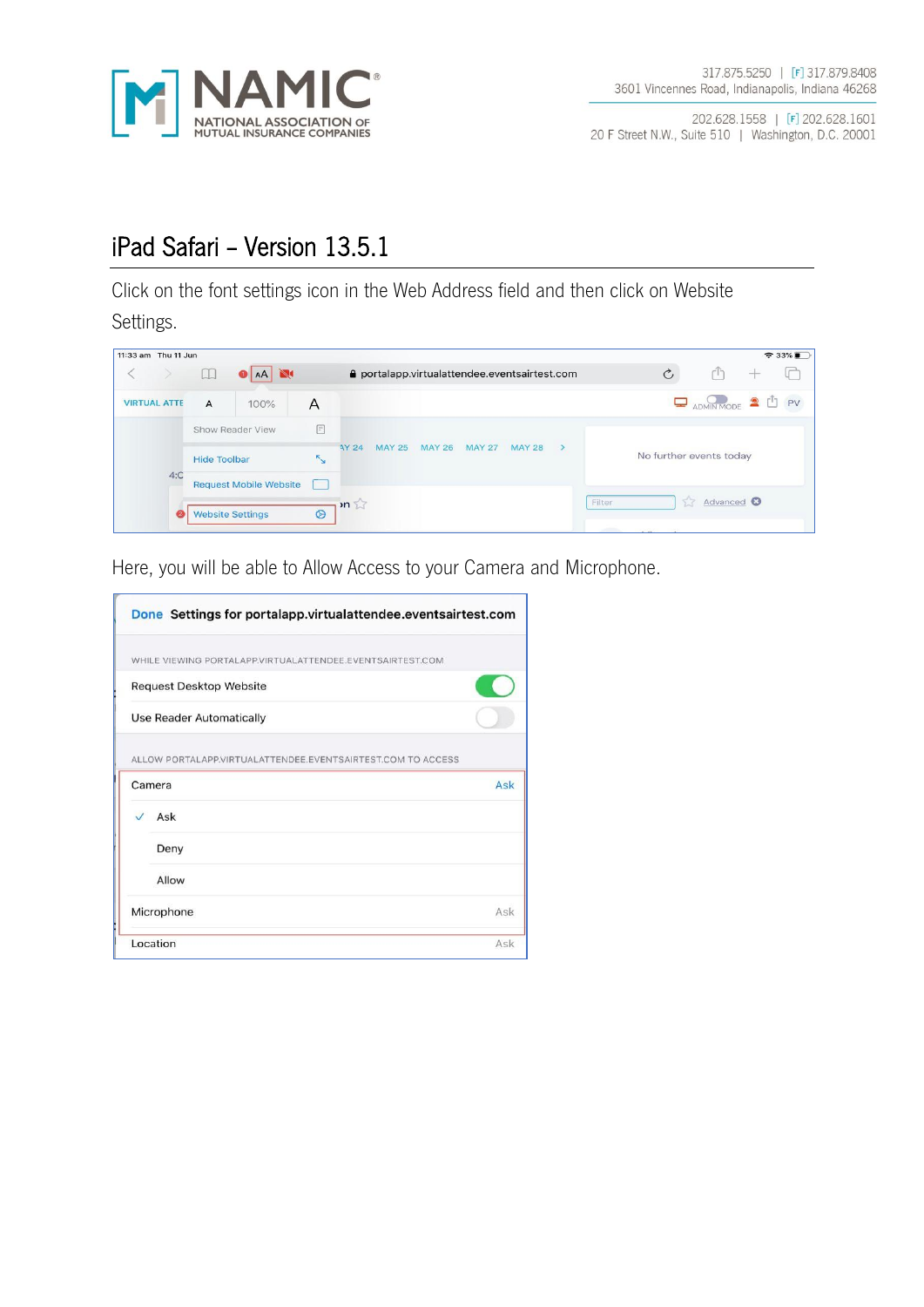# iPad Safari – Version 13.5.1

Click on the font settings icon in the Web Address field and then click on Website Settings.

Here, you will be able to Allow Access to your Camera and Microphone.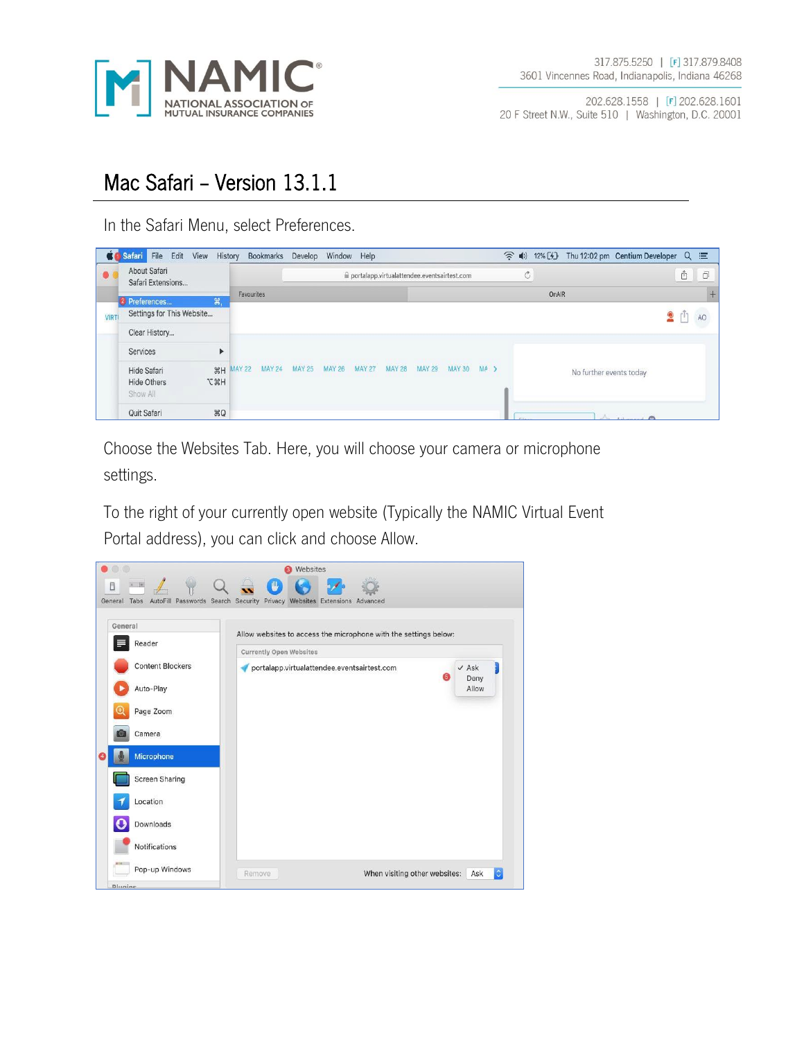# Mac Safari – Version 13.1.1

In the Safari Menu, select Preferences.

Choose the Websites Tab. Here, you will choose your camera or microphone settings.

To the right of your currently open website (Typically the NAMIC Virtual Event Portal address), you can click and choose Allow.